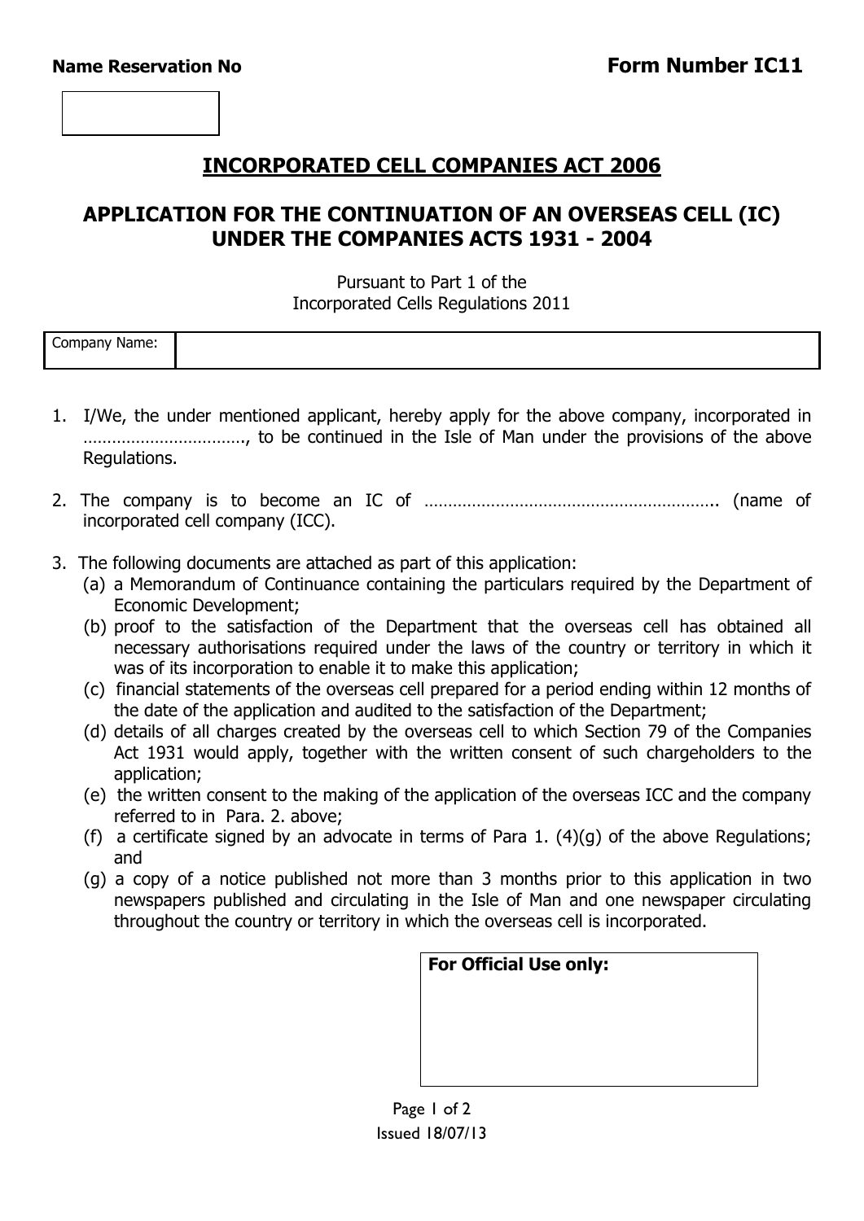**Name Reservation No** | **Form Number IC11**

| |
|---|
| |

## INCORPORATED CELL COMPANIES ACT 2006

## APPLICATION FOR THE CONTINUATION OF AN OVERSEAS CELL (IC) UNDER THE COMPANIES ACTS 1931 - 2004

Pursuant to Part 1 of the
Incorporated Cells Regulations 2011

| Company Name: | |
|---|---|

1. I/We, the under mentioned applicant, hereby apply for the above company, incorporated in ……………………………, to be continued in the Isle of Man under the provisions of the above Regulations.

2. The company is to become an IC of …………………………………………………….. (name of incorporated cell company (ICC).

3. The following documents are attached as part of this application:
   (a) a Memorandum of Continuance containing the particulars required by the Department of Economic Development;
   (b) proof to the satisfaction of the Department that the overseas cell has obtained all necessary authorisations required under the laws of the country or territory in which it was of its incorporation to enable it to make this application;
   (c) financial statements of the overseas cell prepared for a period ending within 12 months of the date of the application and audited to the satisfaction of the Department;
   (d) details of all charges created by the overseas cell to which Section 79 of the Companies Act 1931 would apply, together with the written consent of such chargeholders to the application;
   (e) the written consent to the making of the application of the overseas ICC and the company referred to in Para. 2. above;
   (f) a certificate signed by an advocate in terms of Para 1. (4)(g) of the above Regulations; and
   (g) a copy of a notice published not more than 3 months prior to this application in two newspapers published and circulating in the Isle of Man and one newspaper circulating throughout the country or territory in which the overseas cell is incorporated.

| **For Official Use only:** |
|---|
| |

Issued 18/07/13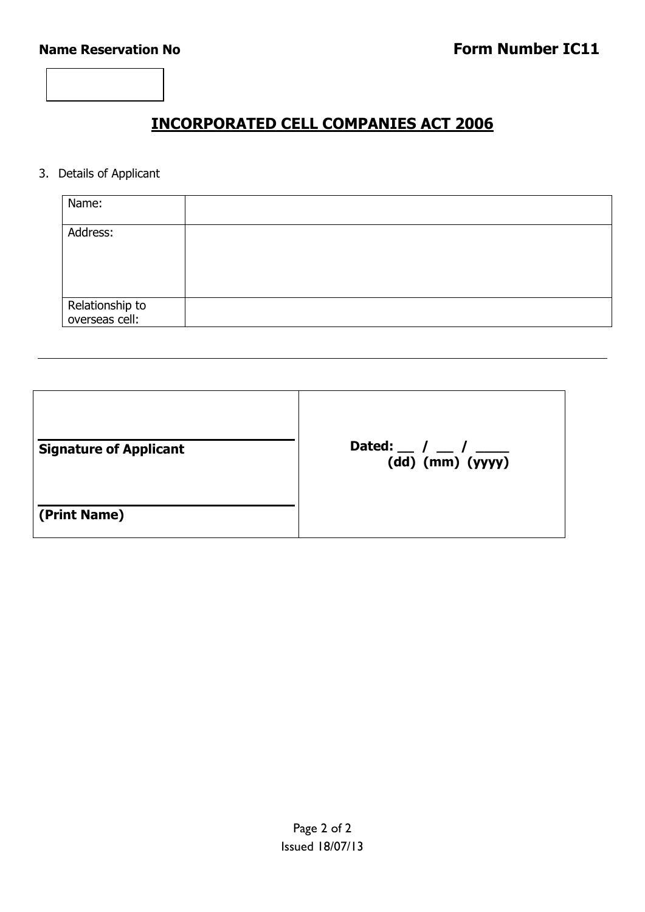**Name Reservation No** **Form Number IC11**

# INCORPORATED CELL COMPANIES ACT 2006

3. Details of Applicant

| | |
|---|---|
| Name: | |
| Address: | |
| Relationship to overseas cell: | |

---

| | |
|---|---|
| **Signature of Applicant** | **Dated: __ / __ / ____** **(dd) (mm) (yyyy)** |
| **(Print Name)** | |